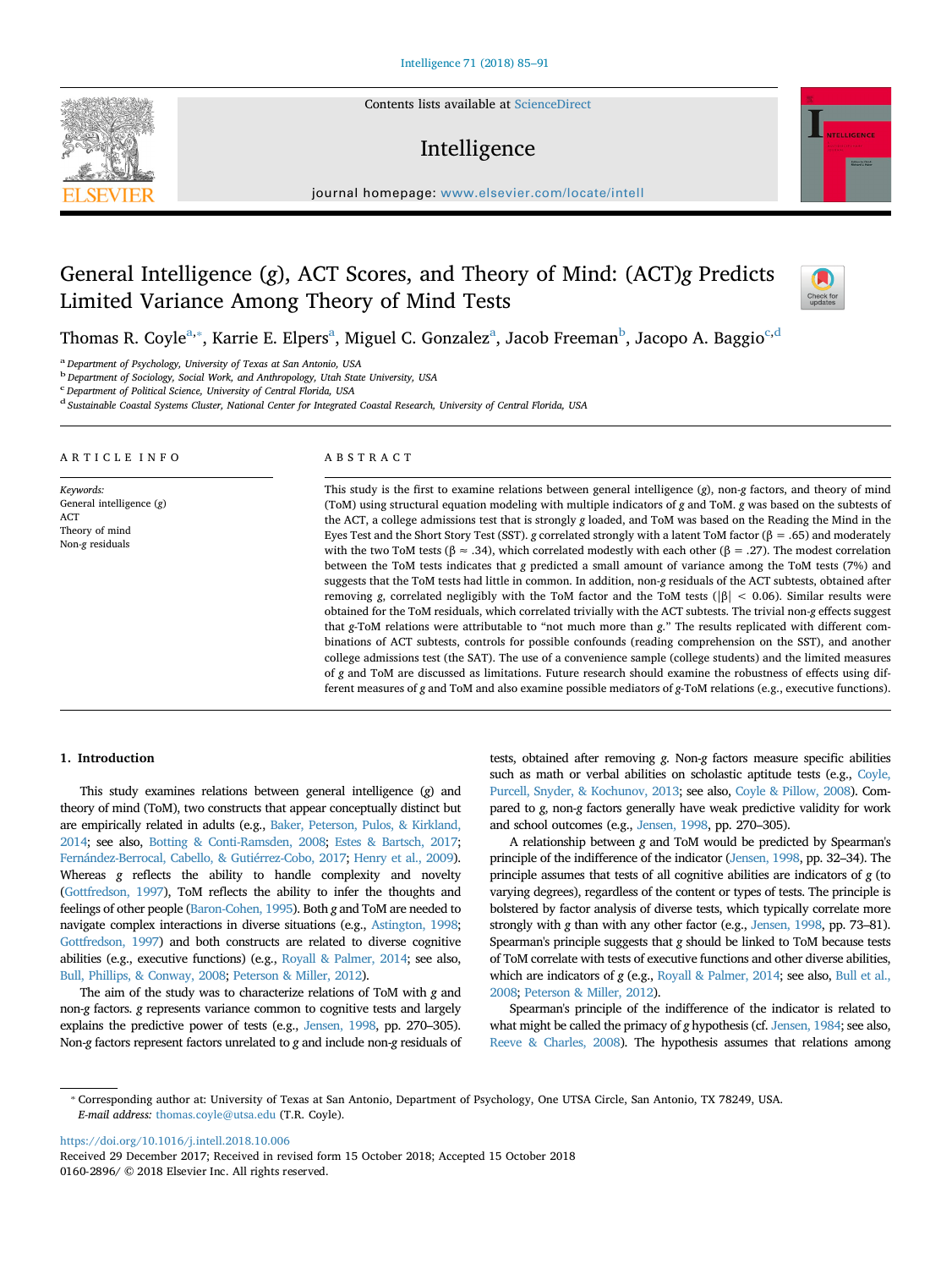# General Intelligence (*g*), ACT Scores, and Theory of Mind: (ACT)*g* Predicts Limited Variance Among Theory of Mind Tests

Thomas R. Coyle[a,*], Karrie E. Elpers[a], Miguel C. Gonzalez[a], Jacob Freeman[b], Jacopo A. Baggio[c,d]

[a] Department of Psychology, University of Texas at San Antonio, USA
[b] Department of Sociology, Social Work, and Anthropology, Utah State University, USA
[c] Department of Political Science, University of Central Florida, USA
[d] Sustainable Coastal Systems Cluster, National Center for Integrated Coastal Research, University of Central Florida, USA

## ARTICLE INFO

*Keywords:*
General intelligence (*g*)
ACT
Theory of mind
Non-*g* residuals

## ABSTRACT

This study is the first to examine relations between general intelligence (*g*), non-*g* factors, and theory of mind (ToM) using structural equation modeling with multiple indicators of *g* and ToM. *g* was based on the subtests of the ACT, a college admissions test that is strongly *g* loaded, and ToM was based on the Reading the Mind in the Eyes Test and the Short Story Test (SST). *g* correlated strongly with a latent ToM factor ($\beta = .65$) and moderately with the two ToM tests ($\beta \approx .34$), which correlated modestly with each other ($\beta = .27$). The modest correlation between the ToM tests indicates that *g* predicted a small amount of variance among the ToM tests (7%) and suggests that the ToM tests had little in common. In addition, non-*g* residuals of the ACT subtests, obtained after removing *g*, correlated negligibly with the ToM factor and the ToM tests ($|\beta| < 0.06$). Similar results were obtained for the ToM residuals, which correlated trivially with the ACT subtests. The trivial non-*g* effects suggest that *g*-ToM relations were attributable to "not much more than *g*." The results replicated with different combinations of ACT subtests, controls for possible confounds (reading comprehension on the SST), and another college admissions test (the SAT). The use of a convenience sample (college students) and the limited measures of *g* and ToM are discussed as limitations. Future research should examine the robustness of effects using different measures of *g* and ToM and also examine possible mediators of *g*-ToM relations (e.g., executive functions).

## 1. Introduction

This study examines relations between general intelligence (*g*) and theory of mind (ToM), two constructs that appear conceptually distinct but are empirically related in adults (e.g., Baker, Peterson, Pulos, & Kirkland, 2014; see also, Botting & Conti-Ramsden, 2008; Estes & Bartsch, 2017; Fernández-Berrocal, Cabello, & Gutiérrez-Cobo, 2017; Henry et al., 2009). Whereas *g* reflects the ability to handle complexity and novelty (Gottfredson, 1997), ToM reflects the ability to infer the thoughts and feelings of other people (Baron-Cohen, 1995). Both *g* and ToM are needed to navigate complex interactions in diverse situations (e.g., Astington, 1998; Gottfredson, 1997) and both constructs are related to diverse cognitive abilities (e.g., executive functions) (e.g., Royall & Palmer, 2014; see also, Bull, Phillips, & Conway, 2008; Peterson & Miller, 2012).

The aim of the study was to characterize relations of ToM with *g* and non-*g* factors. *g* represents variance common to cognitive tests and largely explains the predictive power of tests (e.g., Jensen, 1998, pp. 270–305). Non-*g* factors represent factors unrelated to *g* and include non-*g* residuals of tests, obtained after removing *g*. Non-*g* factors measure specific abilities such as math or verbal abilities on scholastic aptitude tests (e.g., Coyle, Purcell, Snyder, & Kochunov, 2013; see also, Coyle & Pillow, 2008). Compared to *g*, non-*g* factors generally have weak predictive validity for work and school outcomes (e.g., Jensen, 1998, pp. 270–305).

A relationship between *g* and ToM would be predicted by Spearman's principle of the indifference of the indicator (Jensen, 1998, pp. 32–34). The principle assumes that tests of all cognitive abilities are indicators of *g* (to varying degrees), regardless of the content or types of tests. The principle is bolstered by factor analysis of diverse tests, which typically correlate more strongly with *g* than with any other factor (e.g., Jensen, 1998, pp. 73–81). Spearman's principle suggests that *g* should be linked to ToM because tests of ToM correlate with tests of executive functions and other diverse abilities, which are indicators of *g* (e.g., Royall & Palmer, 2014; see also, Bull et al., 2008; Peterson & Miller, 2012).

Spearman's principle of the indifference of the indicator is related to what might be called the primacy of *g* hypothesis (cf. Jensen, 1984; see also, Reeve & Charles, 2008). The hypothesis assumes that relations among

---

\* Corresponding author at: University of Texas at San Antonio, Department of Psychology, One UTSA Circle, San Antonio, TX 78249, USA.
*E-mail address:* thomas.coyle@utsa.edu (T.R. Coyle).

https://doi.org/10.1016/j.intell.2018.10.006
Received 29 December 2017; Received in revised form 15 October 2018; Accepted 15 October 2018
0160-2896/ © 2018 Elsevier Inc. All rights reserved.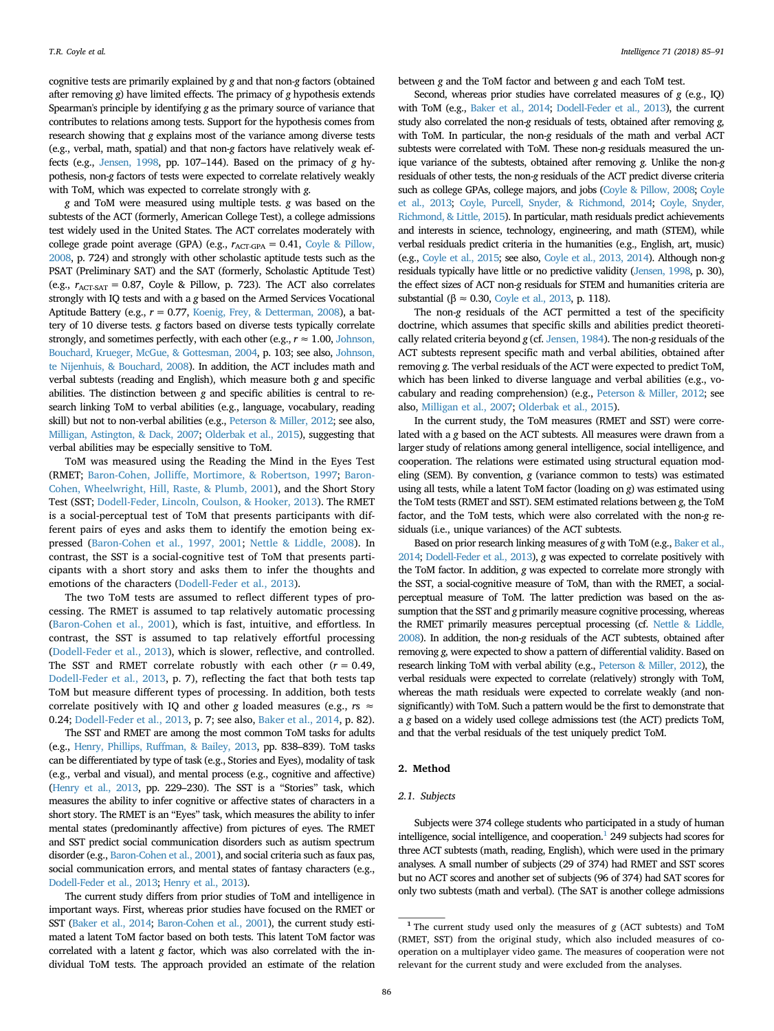cognitive tests are primarily explained by *g* and that non-*g* factors (obtained after removing *g*) have limited effects. The primacy of *g* hypothesis extends Spearman's principle by identifying *g* as the primary source of variance that contributes to relations among tests. Support for the hypothesis comes from research showing that *g* explains most of the variance among diverse tests (e.g., verbal, math, spatial) and that non-*g* factors have relatively weak effects (e.g., Jensen, 1998, pp. 107–144). Based on the primacy of *g* hypothesis, non-*g* factors of tests were expected to correlate relatively weakly with ToM, which was expected to correlate strongly with *g*.

*g* and ToM were measured using multiple tests. *g* was based on the subtests of the ACT (formerly, American College Test), a college admissions test widely used in the United States. The ACT correlates moderately with college grade point average (GPA) (e.g., $r_{ACT\text{-}GPA} = 0.41$, Coyle & Pillow, 2008, p. 724) and strongly with other scholastic aptitude tests such as the PSAT (Preliminary SAT) and the SAT (formerly, Scholastic Aptitude Test) (e.g., $r_{ACT\text{-}SAT} = 0.87$, Coyle & Pillow, p. 723). The ACT also correlates strongly with IQ tests and with a *g* based on the Armed Services Vocational Aptitude Battery (e.g., $r = 0.77$, Koenig, Frey, & Detterman, 2008), a battery of 10 diverse tests. *g* factors based on diverse tests typically correlate strongly, and sometimes perfectly, with each other (e.g., $r \approx 1.00$, Johnson, Bouchard, Krueger, McGue, & Gottesman, 2004, p. 103; see also, Johnson, te Nijenhuis, & Bouchard, 2008). In addition, the ACT includes math and verbal subtests (reading and English), which measure both *g* and specific abilities. The distinction between *g* and specific abilities is central to research linking ToM to verbal abilities (e.g., language, vocabulary, reading skill) but not to non-verbal abilities (e.g., Peterson & Miller, 2012; see also, Milligan, Astington, & Dack, 2007; Olderbak et al., 2015), suggesting that verbal abilities may be especially sensitive to ToM.

ToM was measured using the Reading the Mind in the Eyes Test (RMET; Baron-Cohen, Jolliffe, Mortimore, & Robertson, 1997; Baron-Cohen, Wheelwright, Hill, Raste, & Plumb, 2001), and the Short Story Test (SST; Dodell-Feder, Lincoln, Coulson, & Hooker, 2013). The RMET is a social-perceptual test of ToM that presents participants with different pairs of eyes and asks them to identify the emotion being expressed (Baron-Cohen et al., 1997, 2001; Nettle & Liddle, 2008). In contrast, the SST is a social-cognitive test of ToM that presents participants with a short story and asks them to infer the thoughts and emotions of the characters (Dodell-Feder et al., 2013).

The two ToM tests are assumed to reflect different types of processing. The RMET is assumed to tap relatively automatic processing (Baron-Cohen et al., 2001), which is fast, intuitive, and effortless. In contrast, the SST is assumed to tap relatively effortful processing (Dodell-Feder et al., 2013), which is slower, reflective, and controlled. The SST and RMET correlate robustly with each other ($r = 0.49$, Dodell-Feder et al., 2013, p. 7), reflecting the fact that both tests tap ToM but measure different types of processing. In addition, both tests correlate positively with IQ and other *g* loaded measures (e.g., $rs \approx 0.24$; Dodell-Feder et al., 2013, p. 7; see also, Baker et al., 2014, p. 82).

The SST and RMET are among the most common ToM tasks for adults (e.g., Henry, Phillips, Ruffman, & Bailey, 2013, pp. 838–839). ToM tasks can be differentiated by type of task (e.g., Stories and Eyes), modality of task (e.g., verbal and visual), and mental process (e.g., cognitive and affective) (Henry et al., 2013, pp. 229–230). The SST is a "Stories" task, which measures the ability to infer cognitive or affective states of characters in a short story. The RMET is an "Eyes" task, which measures the ability to infer mental states (predominantly affective) from pictures of eyes. The RMET and SST predict social communication disorders such as autism spectrum disorder (e.g., Baron-Cohen et al., 2001), and social criteria such as faux pas, social communication errors, and mental states of fantasy characters (e.g., Dodell-Feder et al., 2013; Henry et al., 2013).

The current study differs from prior studies of ToM and intelligence in important ways. First, whereas prior studies have focused on the RMET or SST (Baker et al., 2014; Baron-Cohen et al., 2001), the current study estimated a latent ToM factor based on both tests. This latent ToM factor was correlated with a latent *g* factor, which was also correlated with the individual ToM tests. The approach provided an estimate of the relation between *g* and the ToM factor and between *g* and each ToM test.

Second, whereas prior studies have correlated measures of *g* (e.g., IQ) with ToM (e.g., Baker et al., 2014; Dodell-Feder et al., 2013), the current study also correlated the non-*g* residuals of tests, obtained after removing *g*, with ToM. In particular, the non-*g* residuals of the math and verbal ACT subtests were correlated with ToM. These non-*g* residuals measured the unique variance of the subtests, obtained after removing *g*. Unlike the non-*g* residuals of other tests, the non-*g* residuals of the ACT predict diverse criteria such as college GPAs, college majors, and jobs (Coyle & Pillow, 2008; Coyle et al., 2013; Coyle, Purcell, Snyder, & Richmond, 2014; Coyle, Snyder, Richmond, & Little, 2015). In particular, math residuals predict achievements and interests in science, technology, engineering, and math (STEM), while verbal residuals predict criteria in the humanities (e.g., English, art, music) (e.g., Coyle et al., 2015; see also, Coyle et al., 2013, 2014). Although non-*g* residuals typically have little or no predictive validity (Jensen, 1998, p. 30), the effect sizes of ACT non-*g* residuals for STEM and humanities criteria are substantial ($\beta \approx 0.30$, Coyle et al., 2013, p. 118).

The non-*g* residuals of the ACT permitted a test of the specificity doctrine, which assumes that specific skills and abilities predict theoretically related criteria beyond *g* (cf. Jensen, 1984). The non-*g* residuals of the ACT subtests represent specific math and verbal abilities, obtained after removing *g*. The verbal residuals of the ACT were expected to predict ToM, which has been linked to diverse language and verbal abilities (e.g., vocabulary and reading comprehension) (e.g., Peterson & Miller, 2012; see also, Milligan et al., 2007; Olderbak et al., 2015).

In the current study, the ToM measures (RMET and SST) were correlated with a *g* based on the ACT subtests. All measures were drawn from a larger study of relations among general intelligence, social intelligence, and cooperation. The relations were estimated using structural equation modeling (SEM). By convention, *g* (variance common to tests) was estimated using all tests, while a latent ToM factor (loading on *g*) was estimated using the ToM tests (RMET and SST). SEM estimated relations between *g*, the ToM factor, and the ToM tests, which were also correlated with the non-*g* residuals (i.e., unique variances) of the ACT subtests.

Based on prior research linking measures of *g* with ToM (e.g., Baker et al., 2014; Dodell-Feder et al., 2013), *g* was expected to correlate positively with the ToM factor. In addition, *g* was expected to correlate more strongly with the SST, a social-cognitive measure of ToM, than with the RMET, a social-perceptual measure of ToM. The latter prediction was based on the assumption that the SST and *g* primarily measure cognitive processing, whereas the RMET primarily measures perceptual processing (cf. Nettle & Liddle, 2008). In addition, the non-*g* residuals of the ACT subtests, obtained after removing *g*, were expected to show a pattern of differential validity. Based on research linking ToM with verbal ability (e.g., Peterson & Miller, 2012), the verbal residuals were expected to correlate (relatively) strongly with ToM, whereas the math residuals were expected to correlate weakly (and nonsignificantly) with ToM. Such a pattern would be the first to demonstrate that a *g* based on a widely used college admissions test (the ACT) predicts ToM, and that the verbal residuals of the test uniquely predict ToM.

## 2. Method

### 2.1. Subjects

Subjects were 374 college students who participated in a study of human intelligence, social intelligence, and cooperation.[1] 249 subjects had scores for three ACT subtests (math, reading, English), which were used in the primary analyses. A small number of subjects (29 of 374) had RMET and SST scores but no ACT scores and another set of subjects (96 of 374) had SAT scores for only two subtests (math and verbal). (The SAT is another college admissions

[1] The current study used only the measures of *g* (ACT subtests) and ToM (RMET, SST) from the original study, which also included measures of cooperation on a multiplayer video game. The measures of cooperation were not relevant for the current study and were excluded from the analyses.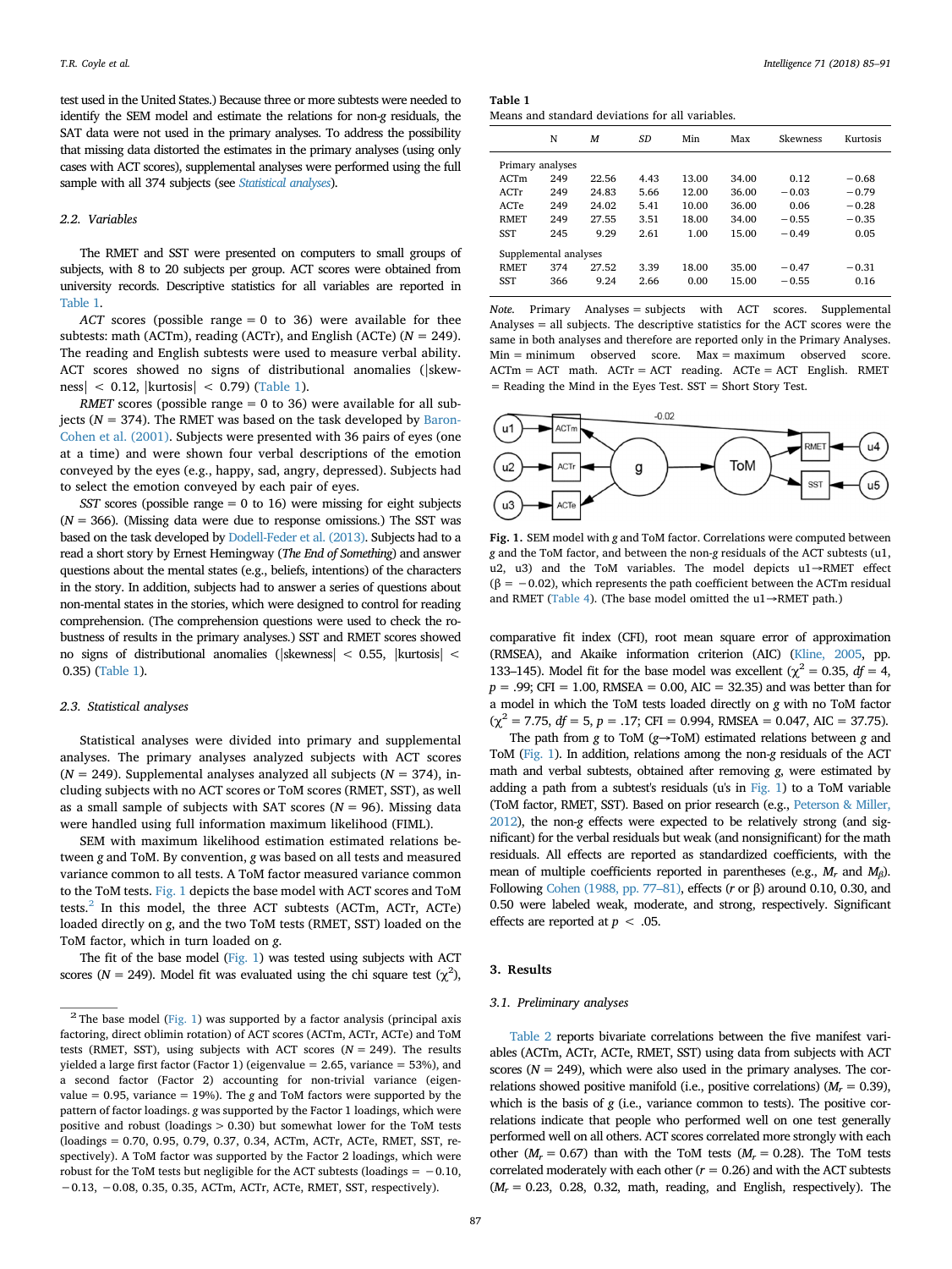test used in the United States.) Because three or more subtests were needed to identify the SEM model and estimate the relations for non-*g* residuals, the SAT data were not used in the primary analyses. To address the possibility that missing data distorted the estimates in the primary analyses (using only cases with ACT scores), supplemental analyses were performed using the full sample with all 374 subjects (see *Statistical analyses*).

### 2.2. Variables

The RMET and SST were presented on computers to small groups of subjects, with 8 to 20 subjects per group. ACT scores were obtained from university records. Descriptive statistics for all variables are reported in Table 1.

*ACT* scores (possible range = 0 to 36) were available for thee subtests: math (ACTm), reading (ACTr), and English (ACTe) ($N$ = 249). The reading and English subtests were used to measure verbal ability. ACT scores showed no signs of distributional anomalies (|skewness| < 0.12, |kurtosis| < 0.79) (Table 1).

*RMET* scores (possible range = 0 to 36) were available for all subjects ($N$ = 374). The RMET was based on the task developed by Baron-Cohen et al. (2001). Subjects were presented with 36 pairs of eyes (one at a time) and were shown four verbal descriptions of the emotion conveyed by the eyes (e.g., happy, sad, angry, depressed). Subjects had to select the emotion conveyed by each pair of eyes.

*SST* scores (possible range = 0 to 16) were missing for eight subjects ($N$ = 366). (Missing data were due to response omissions.) The SST was based on the task developed by Dodell-Feder et al. (2013). Subjects had to a read a short story by Ernest Hemingway (*The End of Something*) and answer questions about the mental states (e.g., beliefs, intentions) of the characters in the story. In addition, subjects had to answer a series of questions about non-mental states in the stories, which were designed to control for reading comprehension. (The comprehension questions were used to check the robustness of results in the primary analyses.) SST and RMET scores showed no signs of distributional anomalies (|skewness| < 0.55, |kurtosis| < 0.35) (Table 1).

### 2.3. Statistical analyses

Statistical analyses were divided into primary and supplemental analyses. The primary analyses analyzed subjects with ACT scores ($N$ = 249). Supplemental analyses analyzed all subjects ($N$ = 374), including subjects with no ACT scores or ToM scores (RMET, SST), as well as a small sample of subjects with SAT scores ($N$ = 96). Missing data were handled using full information maximum likelihood (FIML).

SEM with maximum likelihood estimation estimated relations between *g* and ToM. By convention, *g* was based on all tests and measured variance common to all tests. A ToM factor measured variance common to the ToM tests. Fig. 1 depicts the base model with ACT scores and ToM tests.[2] In this model, the three ACT subtests (ACTm, ACTr, ACTe) loaded directly on *g*, and the two ToM tests (RMET, SST) loaded on the ToM factor, which in turn loaded on *g*.

The fit of the base model (Fig. 1) was tested using subjects with ACT scores ($N$ = 249). Model fit was evaluated using the chi square test ($\chi^2$), comparative fit index (CFI), root mean square error of approximation (RMSEA), and Akaike information criterion (AIC) (Kline, 2005, pp. 133–145). Model fit for the base model was excellent ($\chi^2$ = 0.35, $df$ = 4, $p$ = .99; CFI = 1.00, RMSEA = 0.00, AIC = 32.35) and was better than for a model in which the ToM tests loaded directly on *g* with no ToM factor ($\chi^2$ = 7.75, $df$ = 5, $p$ = .17; CFI = 0.994, RMSEA = 0.047, AIC = 37.75).

The path from *g* to ToM (*g*→ToM) estimated relations between *g* and ToM (Fig. 1). In addition, relations among the non-*g* residuals of the ACT math and verbal subtests, obtained after removing *g*, were estimated by adding a path from a subtest's residuals (u's in Fig. 1) to a ToM variable (ToM factor, RMET, SST). Based on prior research (e.g., Peterson & Miller, 2012), the non-*g* effects were expected to be relatively strong (and significant) for the verbal residuals but weak (and nonsignificant) for the math residuals. All effects are reported as standardized coefficients, with the mean of multiple coefficients reported in parentheses (e.g., $M_r$ and $M_\beta$). Following Cohen (1988, pp. 77–81), effects ($r$ or β) around 0.10, 0.30, and 0.50 were labeled weak, moderate, and strong, respectively. Significant effects are reported at $p$ < .05.

**Table 1**
Means and standard deviations for all variables.

| | N | M | SD | Min | Max | Skewness | Kurtosis |
|---|---|---|---|---|---|---|---|
| Primary analyses | | | | | | | |
| ACTm | 249 | 22.56 | 4.43 | 13.00 | 34.00 | 0.12 | −0.68 |
| ACTr | 249 | 24.83 | 5.66 | 12.00 | 36.00 | −0.03 | −0.79 |
| ACTe | 249 | 24.02 | 5.41 | 10.00 | 36.00 | 0.06 | −0.28 |
| RMET | 249 | 27.55 | 3.51 | 18.00 | 34.00 | −0.55 | −0.35 |
| SST | 245 | 9.29 | 2.61 | 1.00 | 15.00 | −0.49 | 0.05 |
| Supplemental analyses | | | | | | | |
| RMET | 374 | 27.52 | 3.39 | 18.00 | 35.00 | −0.47 | −0.31 |
| SST | 366 | 9.24 | 2.66 | 0.00 | 15.00 | −0.55 | 0.16 |

*Note.* Primary Analyses = subjects with ACT scores. Supplemental Analyses = all subjects. The descriptive statistics for the ACT scores were the same in both analyses and therefore are reported only in the Primary Analyses. Min = minimum observed score. Max = maximum observed score. ACTm = ACT math. ACTr = ACT reading. ACTe = ACT English. RMET = Reading the Mind in the Eyes Test. SST = Short Story Test.

**Fig. 1.** SEM model with *g* and ToM factor. Correlations were computed between *g* and the ToM factor, and between the non-*g* residuals of the ACT subtests (u1, u2, u3) and the ToM variables. The model depicts u1→RMET effect (β = −0.02), which represents the path coefficient between the ACTm residual and RMET (Table 4). (The base model omitted the u1→RMET path.)

## 3. Results

### 3.1. Preliminary analyses

Table 2 reports bivariate correlations between the five manifest variables (ACTm, ACTr, ACTe, RMET, SST) using data from subjects with ACT scores ($N$ = 249), which were also used in the primary analyses. The correlations showed positive manifold (i.e., positive correlations) ($M_r$ = 0.39), which is the basis of *g* (i.e., variance common to tests). The positive correlations indicate that people who performed well on one test generally performed well on all others. ACT scores correlated more strongly with each other ($M_r$ = 0.67) than with the ToM tests ($M_r$ = 0.28). The ToM tests correlated moderately with each other ($r$ = 0.26) and with the ACT subtests ($M_r$ = 0.23, 0.28, 0.32, math, reading, and English, respectively). The

[2] The base model (Fig. 1) was supported by a factor analysis (principal axis factoring, direct oblimin rotation) of ACT scores (ACTm, ACTr, ACTe) and ToM tests (RMET, SST), using subjects with ACT scores ($N$ = 249). The results yielded a large first factor (Factor 1) (eigenvalue = 2.65, variance = 53%), and a second factor (Factor 2) accounting for non-trivial variance (eigenvalue = 0.95, variance = 19%). The *g* and ToM factors were supported by the pattern of factor loadings. *g* was supported by the Factor 1 loadings, which were positive and robust (loadings > 0.30) but somewhat lower for the ToM tests (loadings = 0.70, 0.95, 0.79, 0.37, 0.34, ACTm, ACTr, ACTe, RMET, SST, respectively). A ToM factor was supported by the Factor 2 loadings, which were robust for the ToM tests but negligible for the ACT subtests (loadings = −0.10, −0.13, −0.08, 0.35, 0.35, ACTm, ACTr, ACTe, RMET, SST, respectively).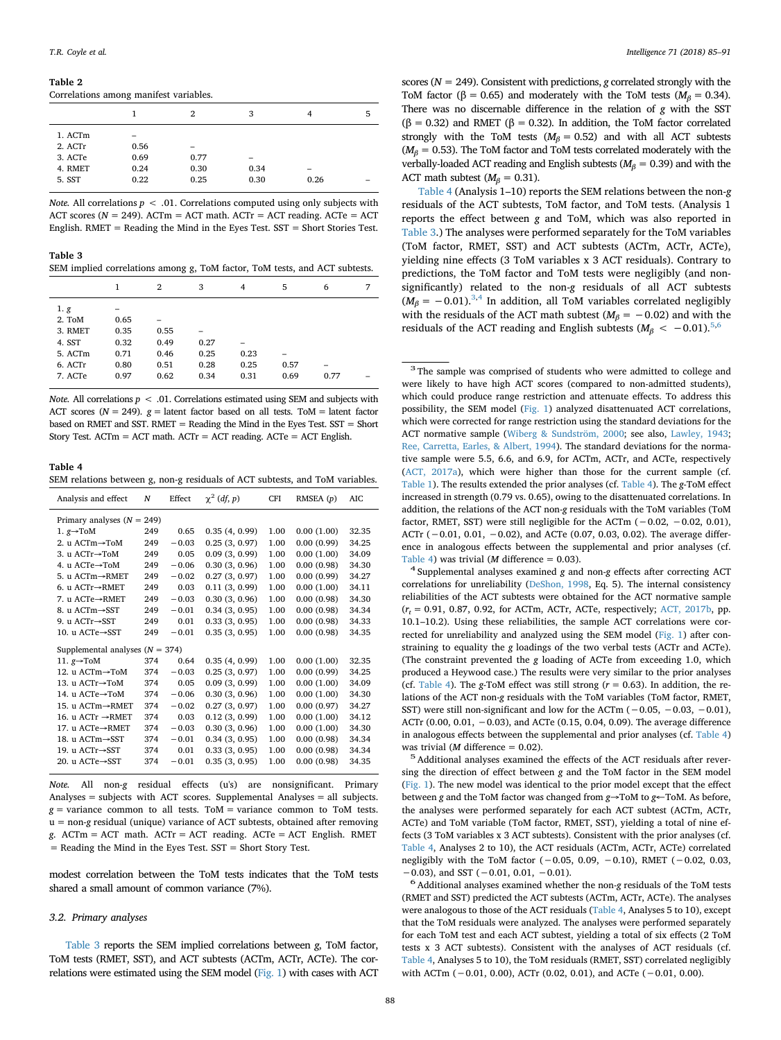**Table 2**
Correlations among manifest variables.

| | 1 | 2 | 3 | 4 | 5 |
|---|---|---|---|---|---|
| 1. ACTm | – | | | | |
| 2. ACTr | 0.56 | – | | | |
| 3. ACTe | 0.69 | 0.77 | – | | |
| 4. RMET | 0.24 | 0.30 | 0.34 | – | |
| 5. SST | 0.22 | 0.25 | 0.30 | 0.26 | – |

*Note.* All correlations $p < .01$. Correlations computed using only subjects with ACT scores ($N = 249$). ACTm = ACT math. ACTr = ACT reading. ACTe = ACT English. RMET = Reading the Mind in the Eyes Test. SST = Short Stories Test.

**Table 3**
SEM implied correlations among g, ToM factor, ToM tests, and ACT subtests.

| | 1 | 2 | 3 | 4 | 5 | 6 | 7 |
|---|---|---|---|---|---|---|---|
| 1. *g* | – | | | | | | |
| 2. ToM | 0.65 | – | | | | | |
| 3. RMET | 0.35 | 0.55 | – | | | | |
| 4. SST | 0.32 | 0.49 | 0.27 | – | | | |
| 5. ACTm | 0.71 | 0.46 | 0.25 | 0.23 | – | | |
| 6. ACTr | 0.80 | 0.51 | 0.28 | 0.25 | 0.57 | – | |
| 7. ACTe | 0.97 | 0.62 | 0.34 | 0.31 | 0.69 | 0.77 | – |

*Note.* All correlations $p < .01$. Correlations estimated using SEM and subjects with ACT scores ($N = 249$). *g* = latent factor based on all tests. ToM = latent factor based on RMET and SST. RMET = Reading the Mind in the Eyes Test. SST = Short Story Test. ACTm = ACT math. ACTr = ACT reading. ACTe = ACT English.

**Table 4**
SEM relations between g, non-g residuals of ACT subtests, and ToM variables.

| Analysis and effect | N | Effect | $\chi^2$ (df, p) | CFI | RMSEA (p) | AIC |
|---|---|---|---|---|---|---|
| Primary analyses ($N = 249$) | | | | | | |
| 1. *g*→ToM | 249 | 0.65 | 0.35 (4, 0.99) | 1.00 | 0.00 (1.00) | 32.35 |
| 2. u ACTm→ToM | 249 | −0.03 | 0.25 (3, 0.97) | 1.00 | 0.00 (0.99) | 34.25 |
| 3. u ACTr→ToM | 249 | 0.05 | 0.09 (3, 0.99) | 1.00 | 0.00 (1.00) | 34.09 |
| 4. u ACTe→ToM | 249 | −0.06 | 0.30 (3, 0.96) | 1.00 | 0.00 (0.98) | 34.30 |
| 5. u ACTm→RMET | 249 | −0.02 | 0.27 (3, 0.97) | 1.00 | 0.00 (0.99) | 34.27 |
| 6. u ACTr→RMET | 249 | 0.03 | 0.11 (3, 0.99) | 1.00 | 0.00 (1.00) | 34.11 |
| 7. u ACTe→RMET | 249 | −0.03 | 0.30 (3, 0.96) | 1.00 | 0.00 (0.98) | 34.30 |
| 8. u ACTm→SST | 249 | −0.01 | 0.34 (3, 0.95) | 1.00 | 0.00 (0.98) | 34.34 |
| 9. u ACTr→SST | 249 | 0.01 | 0.33 (3, 0.95) | 1.00 | 0.00 (0.98) | 34.33 |
| 10. u ACTe→SST | 249 | −0.01 | 0.35 (3, 0.95) | 1.00 | 0.00 (0.98) | 34.35 |
| Supplemental analyses ($N = 374$) | | | | | | |
| 11. *g*→ToM | 374 | 0.64 | 0.35 (4, 0.99) | 1.00 | 0.00 (1.00) | 32.35 |
| 12. u ACTm→ToM | 374 | −0.03 | 0.25 (3, 0.97) | 1.00 | 0.00 (0.99) | 34.25 |
| 13. u ACTr→ToM | 374 | 0.05 | 0.09 (3, 0.99) | 1.00 | 0.00 (1.00) | 34.09 |
| 14. u ACTe→ToM | 374 | −0.06 | 0.30 (3, 0.96) | 1.00 | 0.00 (0.98) | 34.30 |
| 15. u ACTm→RMET | 374 | −0.02 | 0.27 (3, 0.97) | 1.00 | 0.00 (0.97) | 34.27 |
| 16. u ACTr →RMET | 374 | 0.03 | 0.12 (3, 0.99) | 1.00 | 0.00 (1.00) | 34.12 |
| 17. u ACTe→RMET | 374 | −0.03 | 0.30 (3, 0.96) | 1.00 | 0.00 (1.00) | 34.30 |
| 18. u ACTm→SST | 374 | −0.01 | 0.34 (3, 0.95) | 1.00 | 0.00 (0.98) | 34.34 |
| 19. u ACTr→SST | 374 | 0.01 | 0.33 (3, 0.95) | 1.00 | 0.00 (0.98) | 34.34 |
| 20. u ACTe→SST | 374 | −0.01 | 0.35 (3, 0.95) | 1.00 | 0.00 (0.98) | 34.35 |

*Note.* All non-*g* residual effects (u's) are nonsignificant. Primary Analyses = subjects with ACT scores. Supplemental Analyses = all subjects. *g* = variance common to all tests. ToM = variance common to ToM tests. u = non-*g* residual (unique) variance of ACT subtests, obtained after removing *g*. ACTm = ACT math. ACTr = ACT reading. ACTe = ACT English. RMET = Reading the Mind in the Eyes Test. SST = Short Story Test.

modest correlation between the ToM tests indicates that the ToM tests shared a small amount of common variance (7%).

### 3.2. Primary analyses

Table 3 reports the SEM implied correlations between *g*, ToM factor, ToM tests (RMET, SST), and ACT subtests (ACTm, ACTr, ACTe). The correlations were estimated using the SEM model (Fig. 1) with cases with ACT scores ($N = 249$). Consistent with predictions, *g* correlated strongly with the ToM factor ($\beta = 0.65$) and moderately with the ToM tests ($M_\beta = 0.34$). There was no discernable difference in the relation of *g* with the SST ($\beta = 0.32$) and RMET ($\beta = 0.32$). In addition, the ToM factor correlated strongly with the ToM tests ($M_\beta = 0.52$) and with all ACT subtests ($M_\beta = 0.53$). The ToM factor and ToM tests correlated moderately with the verbally-loaded ACT reading and English subtests ($M_\beta = 0.39$) and with the ACT math subtest ($M_\beta = 0.31$).

Table 4 (Analysis 1–10) reports the SEM relations between the non-*g* residuals of the ACT subtests, ToM factor, and ToM tests. (Analysis 1 reports the effect between *g* and ToM, which was also reported in Table 3.) The analyses were performed separately for the ToM variables (ToM factor, RMET, SST) and ACT subtests (ACTm, ACTr, ACTe), yielding nine effects (3 ToM variables x 3 ACT residuals). Contrary to predictions, the ToM factor and ToM tests were negligibly (and non-significantly) related to the non-*g* residuals of all ACT subtests ($M_\beta = -0.01$).[3,4] In addition, all ToM variables correlated negligibly with the residuals of the ACT math subtest ($M_\beta = -0.02$) and with the residuals of the ACT reading and English subtests ($M_\beta < -0.01$).[5,6]

[3] The sample was comprised of students who were admitted to college and were likely to have high ACT scores (compared to non-admitted students), which could produce range restriction and attenuate effects. To address this possibility, the SEM model (Fig. 1) analyzed disattenuated ACT correlations, which were corrected for range restriction using the standard deviations for the ACT normative sample (Wiberg & Sundström, 2000; see also, Lawley, 1943; Ree, Carretta, Earles, & Albert, 1994). The standard deviations for the normative sample were 5.5, 6.6, and 6.9, for ACTm, ACTr, and ACTe, respectively (ACT, 2017a), which were higher than those for the current sample (cf. Table 1). The results extended the prior analyses (cf. Table 4). The *g*-ToM effect increased in strength (0.79 vs. 0.65), owing to the disattenuated correlations. In addition, the relations of the ACT non-*g* residuals with the ToM variables (ToM factor, RMET, SST) were still negligible for the ACTm (−0.02, −0.02, 0.01), ACTr (−0.01, 0.01, −0.02), and ACTe (0.07, 0.03, 0.02). The average difference in analogous effects between the supplemental and prior analyses (cf. Table 4) was trivial (*M* difference = 0.03).

[4] Supplemental analyses examined *g* and non-*g* effects after correcting ACT correlations for unreliability (DeShon, 1998, Eq. 5). The internal consistency reliabilities of the ACT subtests were obtained for the ACT normative sample ($r_t$ = 0.91, 0.87, 0.92, for ACTm, ACTr, ACTe, respectively; ACT, 2017b, pp. 10.1–10.2). Using these reliabilities, the sample ACT correlations were corrected for unreliability and analyzed using the SEM model (Fig. 1) after constraining to equality the *g* loadings of the two verbal tests (ACTr and ACTe). (The constraint prevented the *g* loading of ACTe from exceeding 1.0, which produced a Heywood case.) The results were very similar to the prior analyses (cf. Table 4). The *g*-ToM effect was still strong ($r = 0.63$). In addition, the relations of the ACT non-*g* residuals with the ToM variables (ToM factor, RMET, SST) were still non-significant and low for the ACTm (−0.05, −0.03, −0.01), ACTr (0.00, 0.01, −0.03), and ACTe (0.15, 0.04, 0.09). The average difference in analogous effects between the supplemental and prior analyses (cf. Table 4) was trivial (*M* difference = 0.02).

[5] Additional analyses examined the effects of the ACT residuals after reversing the direction of effect between *g* and the ToM factor in the SEM model (Fig. 1). The new model was identical to the prior model except that the effect between *g* and the ToM factor was changed from *g*→ToM to *g*←ToM. As before, the analyses were performed separately for each ACT subtest (ACTm, ACTr, ACTe) and ToM variable (ToM factor, RMET, SST), yielding a total of nine effects (3 ToM variables x 3 ACT subtests). Consistent with the prior analyses (cf. Table 4, Analyses 2 to 10), the ACT residuals (ACTm, ACTr, ACTe) correlated negligibly with the ToM factor (−0.05, 0.09, −0.10), RMET (−0.02, 0.03, −0.03), and SST (−0.01, 0.01, −0.01).

[6] Additional analyses examined whether the non-*g* residuals of the ToM tests (RMET and SST) predicted the ACT subtests (ACTm, ACTr, ACTe). The analyses were analogous to those of the ACT residuals (Table 4, Analyses 5 to 10), except that the ToM residuals were analyzed. The analyses were performed separately for each ToM test and each ACT subtest, yielding a total of six effects (2 ToM tests x 3 ACT subtests). Consistent with the analyses of ACT residuals (cf. Table 4, Analyses 5 to 10), the ToM residuals (RMET, SST) correlated negligibly with ACTm (−0.01, 0.00), ACTr (0.02, 0.01), and ACTe (−0.01, 0.00).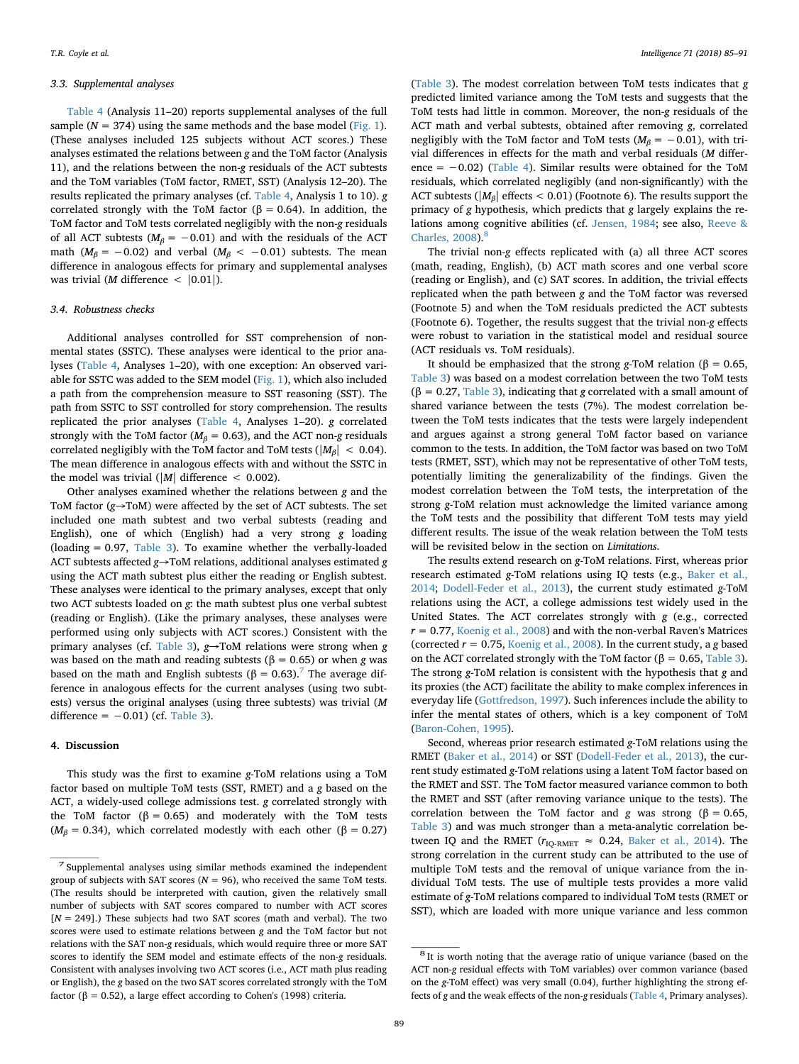### 3.3. Supplemental analyses

Table 4 (Analysis 11–20) reports supplemental analyses of the full sample ($N = 374$) using the same methods and the base model (Fig. 1). (These analyses included 125 subjects without ACT scores.) These analyses estimated the relations between *g* and the ToM factor (Analysis 11), and the relations between the non-*g* residuals of the ACT subtests and the ToM variables (ToM factor, RMET, SST) (Analysis 12–20). The results replicated the primary analyses (cf. Table 4, Analysis 1 to 10). *g* correlated strongly with the ToM factor ($\beta = 0.64$). In addition, the ToM factor and ToM tests correlated negligibly with the non-*g* residuals of all ACT subtests ($M_\beta = -0.01$) and with the residuals of the ACT math ($M_\beta = -0.02$) and verbal ($M_\beta < -0.01$) subtests. The mean difference in analogous effects for primary and supplemental analyses was trivial ($M$ difference $< |0.01|$).

### 3.4. Robustness checks

Additional analyses controlled for SST comprehension of non-mental states (SSTC). These analyses were identical to the prior analyses (Table 4, Analyses 1–20), with one exception: An observed variable for SSTC was added to the SEM model (Fig. 1), which also included a path from the comprehension measure to SST reasoning (SST). The path from SSTC to SST controlled for story comprehension. The results replicated the prior analyses (Table 4, Analyses 1–20). *g* correlated strongly with the ToM factor ($M_\beta = 0.63$), and the ACT non-*g* residuals correlated negligibly with the ToM factor and ToM tests ($|M_\beta| < 0.04$). The mean difference in analogous effects with and without the SSTC in the model was trivial ($|M|$ difference $< 0.002$).

Other analyses examined whether the relations between *g* and the ToM factor ($g \rightarrow$ToM) were affected by the set of ACT subtests. The set included one math subtest and two verbal subtests (reading and English), one of which (English) had a very strong *g* loading (loading = 0.97, Table 3). To examine whether the verbally-loaded ACT subtests affected $g \rightarrow$ToM relations, additional analyses estimated *g* using the ACT math subtest plus either the reading or English subtest. These analyses were identical to the primary analyses, except that only two ACT subtests loaded on *g*: the math subtest plus one verbal subtest (reading or English). (Like the primary analyses, these analyses were performed using only subjects with ACT scores.) Consistent with the primary analyses (cf. Table 3), $g \rightarrow$ToM relations were strong when *g* was based on the math and reading subtests ($\beta = 0.65$) or when *g* was based on the math and English subtests ($\beta = 0.63$).[7] The average difference in analogous effects for the current analyses (using two subtests) versus the original analyses (using three subtests) was trivial ($M$ difference = $-0.01$) (cf. Table 3).

## 4. Discussion

This study was the first to examine *g*-ToM relations using a ToM factor based on multiple ToM tests (SST, RMET) and a *g* based on the ACT, a widely-used college admissions test. *g* correlated strongly with the ToM factor ($\beta = 0.65$) and moderately with the ToM tests ($M_\beta = 0.34$), which correlated modestly with each other ($\beta = 0.27$) (Table 3). The modest correlation between ToM tests indicates that *g* predicted limited variance among the ToM tests and suggests that the ToM tests had little in common. Moreover, the non-*g* residuals of the ACT math and verbal subtests, obtained after removing *g*, correlated negligibly with the ToM factor and ToM tests ($M_\beta = -0.01$), with trivial differences in effects for the math and verbal residuals ($M$ difference = $-0.02$) (Table 4). Similar results were obtained for the ToM residuals, which correlated negligibly (and non-significantly) with the ACT subtests ($|M_\beta|$ effects $< 0.01$) (Footnote 6). The results support the primacy of *g* hypothesis, which predicts that *g* largely explains the relations among cognitive abilities (cf. Jensen, 1984; see also, Reeve & Charles, 2008).[8]

The trivial non-*g* effects replicated with (a) all three ACT scores (math, reading, English), (b) ACT math scores and one verbal score (reading or English), and (c) SAT scores. In addition, the trivial effects replicated when the path between *g* and the ToM factor was reversed (Footnote 5) and when the ToM residuals predicted the ACT subtests (Footnote 6). Together, the results suggest that the trivial non-*g* effects were robust to variation in the statistical model and residual source (ACT residuals vs. ToM residuals).

It should be emphasized that the strong *g*-ToM relation ($\beta = 0.65$, Table 3) was based on a modest correlation between the two ToM tests ($\beta = 0.27$, Table 3), indicating that *g* correlated with a small amount of shared variance between the tests (7%). The modest correlation between the ToM tests indicates that the tests were largely independent and argues against a strong general ToM factor based on variance common to the tests. In addition, the ToM factor was based on two ToM tests (RMET, SST), which may not be representative of other ToM tests, potentially limiting the generalizability of the findings. Given the modest correlation between the ToM tests, the interpretation of the strong *g*-ToM relation must acknowledge the limited variance among the ToM tests and the possibility that different ToM tests may yield different results. The issue of the weak relation between the ToM tests will be revisited below in the section on *Limitations*.

The results extend research on *g*-ToM relations. First, whereas prior research estimated *g*-ToM relations using IQ tests (e.g., Baker et al., 2014; Dodell-Feder et al., 2013), the current study estimated *g*-ToM relations using the ACT, a college admissions test widely used in the United States. The ACT correlates strongly with *g* (e.g., corrected $r = 0.77$, Koenig et al., 2008) and with the non-verbal Raven's Matrices (corrected $r = 0.75$, Koenig et al., 2008). In the current study, a *g* based on the ACT correlated strongly with the ToM factor ($\beta = 0.65$, Table 3). The strong *g*-ToM relation is consistent with the hypothesis that *g* and its proxies (the ACT) facilitate the ability to make complex inferences in everyday life (Gottfredson, 1997). Such inferences include the ability to infer the mental states of others, which is a key component of ToM (Baron-Cohen, 1995).

Second, whereas prior research estimated *g*-ToM relations using the RMET (Baker et al., 2014) or SST (Dodell-Feder et al., 2013), the current study estimated *g*-ToM relations using a latent ToM factor based on the RMET and SST. The ToM factor measured variance common to both the RMET and SST (after removing variance unique to the tests). The correlation between the ToM factor and *g* was strong ($\beta = 0.65$, Table 3) and was much stronger than a meta-analytic correlation between IQ and the RMET ($r_{IQ\text{-}RMET} \approx 0.24$, Baker et al., 2014). The strong correlation in the current study can be attributed to the use of multiple ToM tests and the removal of unique variance from the individual ToM tests. The use of multiple tests provides a more valid estimate of *g*-ToM relations compared to individual ToM tests (RMET or SST), which are loaded with more unique variance and less common

---

[7] Supplemental analyses using similar methods examined the independent group of subjects with SAT scores ($N = 96$), who received the same ToM tests. (The results should be interpreted with caution, given the relatively small number of subjects with SAT scores compared to number with ACT scores [$N = 249$].) These subjects had two SAT scores (math and verbal). The two scores were used to estimate relations between *g* and the ToM factor but not relations with the SAT non-*g* residuals, which would require three or more SAT scores to identify the SEM model and estimate effects of the non-*g* residuals. Consistent with analyses involving two ACT scores (i.e., ACT math plus reading or English), the *g* based on the two SAT scores correlated strongly with the ToM factor ($\beta = 0.52$), a large effect according to Cohen's (1998) criteria.

[8] It is worth noting that the average ratio of unique variance (based on the ACT non-*g* residual effects with ToM variables) over common variance (based on the *g*-ToM effect) was very small (0.04), further highlighting the strong effects of *g* and the weak effects of the non-*g* residuals (Table 4, Primary analyses).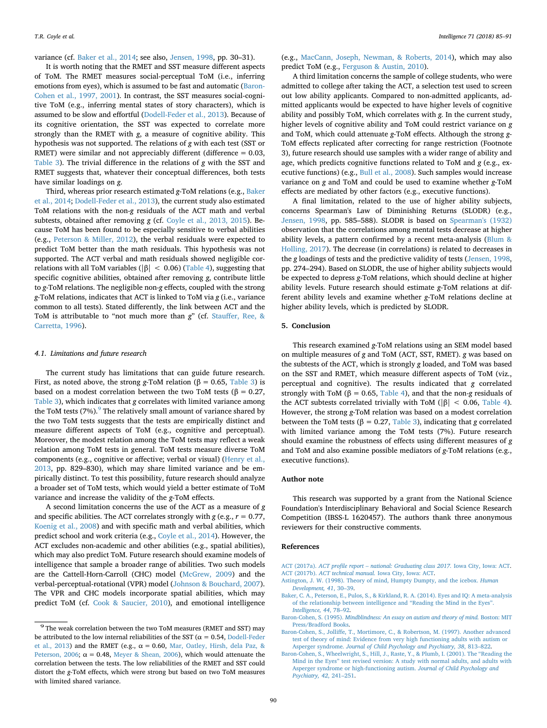variance (cf. Baker et al., 2014; see also, Jensen, 1998, pp. 30–31).

It is worth noting that the RMET and SST measure different aspects of ToM. The RMET measures social-perceptual ToM (i.e., inferring emotions from eyes), which is assumed to be fast and automatic (Baron-Cohen et al., 1997, 2001). In contrast, the SST measures social-cognitive ToM (e.g., inferring mental states of story characters), which is assumed to be slow and effortful (Dodell-Feder et al., 2013). Because of its cognitive orientation, the SST was expected to correlate more strongly than the RMET with *g*, a measure of cognitive ability. This hypothesis was not supported. The relations of *g* with each test (SST or RMET) were similar and not appreciably different (difference = 0.03, Table 3). The trivial difference in the relations of *g* with the SST and RMET suggests that, whatever their conceptual differences, both tests have similar loadings on *g*.

Third, whereas prior research estimated *g*-ToM relations (e.g., Baker et al., 2014; Dodell-Feder et al., 2013), the current study also estimated ToM relations with the non-*g* residuals of the ACT math and verbal subtests, obtained after removing *g* (cf. Coyle et al., 2013, 2015). Because ToM has been found to be especially sensitive to verbal abilities (e.g., Peterson & Miller, 2012), the verbal residuals were expected to predict ToM better than the math residuals. This hypothesis was not supported. The ACT verbal and math residuals showed negligible correlations with all ToM variables ($|\beta| < 0.06$) (Table 4), suggesting that specific cognitive abilities, obtained after removing *g*, contribute little to *g*-ToM relations. The negligible non-*g* effects, coupled with the strong *g*-ToM relations, indicates that ACT is linked to ToM via *g* (i.e., variance common to all tests). Stated differently, the link between ACT and the ToM is attributable to "not much more than *g*" (cf. Stauffer, Ree, & Carretta, 1996).

### 4.1. Limitations and future research

The current study has limitations that can guide future research. First, as noted above, the strong *g*-ToM relation ($\beta = 0.65$, Table 3) is based on a modest correlation between the two ToM tests ($\beta = 0.27$, Table 3), which indicates that *g* correlates with limited variance among the ToM tests (7%).[9] The relatively small amount of variance shared by the two ToM tests suggests that the tests are empirically distinct and measure different aspects of ToM (e.g., cognitive and perceptual). Moreover, the modest relation among the ToM tests may reflect a weak relation among ToM tests in general. ToM tests measure diverse ToM components (e.g., cognitive or affective; verbal or visual) (Henry et al., 2013, pp. 829–830), which may share limited variance and be empirically distinct. To test this possibility, future research should analyze a broader set of ToM tests, which would yield a better estimate of ToM variance and increase the validity of the *g*-ToM effects.

A second limitation concerns the use of the ACT as a measure of *g* and specific abilities. The ACT correlates strongly with *g* (e.g., $r = 0.77$, Koenig et al., 2008) and with specific math and verbal abilities, which predict school and work criteria (e.g., Coyle et al., 2014). However, the ACT excludes non-academic and other abilities (e.g., spatial abilities), which may also predict ToM. Future research should examine models of intelligence that sample a broader range of abilities. Two such models are the Cattell-Horn-Carroll (CHC) model (McGrew, 2009) and the verbal-perceptual-rotational (VPR) model (Johnson & Bouchard, 2007). The VPR and CHC models incorporate spatial abilities, which may predict ToM (cf. Cook & Saucier, 2010), and emotional intelligence (e.g., MacCann, Joseph, Newman, & Roberts, 2014), which may also predict ToM (e.g., Ferguson & Austin, 2010).

A third limitation concerns the sample of college students, who were admitted to college after taking the ACT, a selection test used to screen out low ability applicants. Compared to non-admitted applicants, admitted applicants would be expected to have higher levels of cognitive ability and possibly ToM, which correlates with *g*. In the current study, higher levels of cognitive ability and ToM could restrict variance on *g* and ToM, which could attenuate *g*-ToM effects. Although the strong *g*-ToM effects replicated after correcting for range restriction (Footnote 3), future research should use samples with a wider range of ability and age, which predicts cognitive functions related to ToM and *g* (e.g., executive functions) (e.g., Bull et al., 2008). Such samples would increase variance on *g* and ToM and could be used to examine whether *g*-ToM effects are mediated by other factors (e.g., executive functions).

A final limitation, related to the use of higher ability subjects, concerns Spearman's Law of Diminishing Returns (SLODR) (e.g., Jensen, 1998, pp. 585–588). SLODR is based on Spearman's (1932) observation that the correlations among mental tests decrease at higher ability levels, a pattern confirmed by a recent meta-analysis (Blum & Holling, 2017). The decrease (in correlations) is related to decreases in the *g* loadings of tests and the predictive validity of tests (Jensen, 1998, pp. 274–294). Based on SLODR, the use of higher ability subjects would be expected to depress *g*-ToM relations, which should decline at higher ability levels. Future research should estimate *g*-ToM relations at different ability levels and examine whether *g*-ToM relations decline at higher ability levels, which is predicted by SLODR.

## 5. Conclusion

This research examined *g*-ToM relations using an SEM model based on multiple measures of *g* and ToM (ACT, SST, RMET). *g* was based on the subtests of the ACT, which is strongly *g* loaded, and ToM was based on the SST and RMET, which measure different aspects of ToM (viz., perceptual and cognitive). The results indicated that *g* correlated strongly with ToM ($\beta = 0.65$, Table 4), and that the non-*g* residuals of the ACT subtests correlated trivially with ToM ($|\beta| < 0.06$, Table 4). However, the strong *g*-ToM relation was based on a modest correlation between the ToM tests ($\beta = 0.27$, Table 3), indicating that *g* correlated with limited variance among the ToM tests (7%). Future research should examine the robustness of effects using different measures of *g* and ToM and also examine possible mediators of *g*-ToM relations (e.g., executive functions).

## Author note

This research was supported by a grant from the National Science Foundation's Interdisciplinary Behavioral and Social Science Research Competition (IBSS-L 1620457). The authors thank three anonymous reviewers for their constructive comments.

## References

ACT (2017a). *ACT profile report – national: Graduating class 2017.* Iowa City, Iowa: ACT.

ACT (2017b). *ACT technical manual.* Iowa City, Iowa: ACT.

Astington, J. W. (1998). Theory of mind, Humpty Dumpty, and the icebox. *Human Development, 41*, 30–39.

Baker, C. A., Peterson, E., Pulos, S., & Kirkland, R. A. (2014). Eyes and IQ: A meta-analysis of the relationship between intelligence and "Reading the Mind in the Eyes". *Intelligence, 44*, 78–92.

Baron-Cohen, S. (1995). *Mindblindness: An essay on autism and theory of mind.* Boston: MIT Press/Bradford Books.

Baron-Cohen, S., Jolliffe, T., Mortimore, C., & Robertson, M. (1997). Another advanced test of theory of mind: Evidence from very high functioning adults with autism or Asperger syndrome. *Journal of Child Psychology and Psychiatry, 38*, 813–822.

Baron-Cohen, S., Wheelwright, S., Hill, J., Raste, Y., & Plumb, I. (2001). The "Reading the Mind in the Eyes" test revised version: A study with normal adults, and adults with Asperger syndrome or high-functioning autism. *Journal of Child Psychology and Psychiatry, 42*, 241–251.

---

[9] The weak correlation between the two ToM measures (RMET and SST) may be attributed to the low internal reliabilities of the SST ($\alpha = 0.54$, Dodell-Feder et al., 2013) and the RMET (e.g., $\alpha = 0.60$, Mar, Oatley, Hirsh, dela Paz, & Peterson, 2006; $\alpha = 0.48$, Meyer & Shean, 2006), which would attenuate the correlation between the tests. The low reliabilities of the RMET and SST could distort the *g*-ToM effects, which were strong but based on two ToM measures with limited shared variance.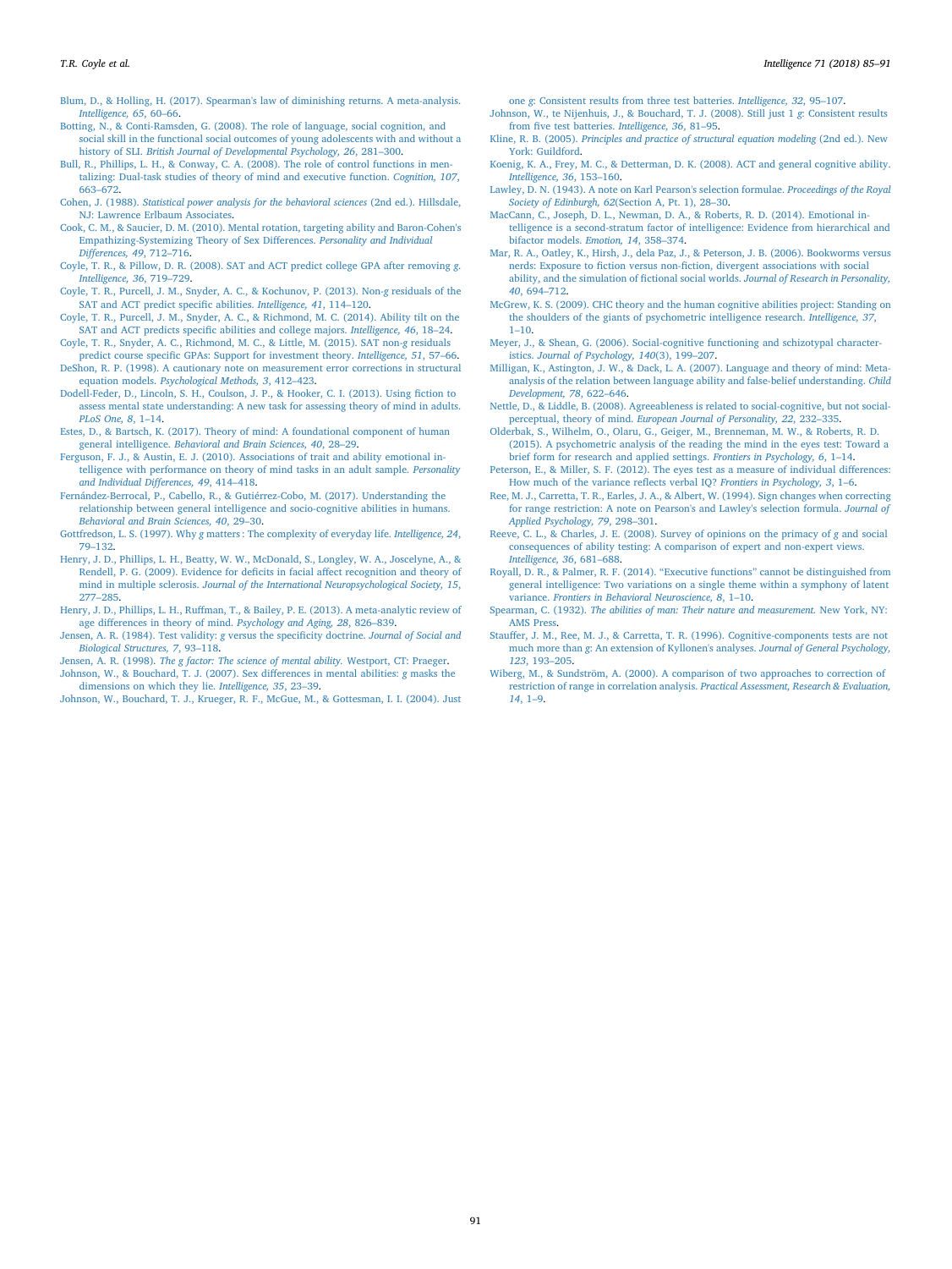Blum, D., & Holling, H. (2017). Spearman's law of diminishing returns. A meta-analysis. *Intelligence, 65*, 60–66.

Botting, N., & Conti-Ramsden, G. (2008). The role of language, social cognition, and social skill in the functional social outcomes of young adolescents with and without a history of SLI. *British Journal of Developmental Psychology, 26*, 281–300.

Bull, R., Phillips, L. H., & Conway, C. A. (2008). The role of control functions in mentalizing: Dual-task studies of theory of mind and executive function. *Cognition, 107*, 663–672.

Cohen, J. (1988). *Statistical power analysis for the behavioral sciences* (2nd ed.). Hillsdale, NJ: Lawrence Erlbaum Associates.

Cook, C. M., & Saucier, D. M. (2010). Mental rotation, targeting ability and Baron-Cohen's Empathizing-Systemizing Theory of Sex Differences. *Personality and Individual Differences, 49*, 712–716.

Coyle, T. R., & Pillow, D. R. (2008). SAT and ACT predict college GPA after removing *g*. *Intelligence, 36*, 719–729.

Coyle, T. R., Purcell, J. M., Snyder, A. C., & Kochunov, P. (2013). Non-*g* residuals of the SAT and ACT predict specific abilities. *Intelligence, 41*, 114–120.

Coyle, T. R., Purcell, J. M., Snyder, A. C., & Richmond, M. C. (2014). Ability tilt on the SAT and ACT predicts specific abilities and college majors. *Intelligence, 46*, 18–24.

Coyle, T. R., Snyder, A. C., Richmond, M. C., & Little, M. (2015). SAT non-*g* residuals predict course specific GPAs: Support for investment theory. *Intelligence, 51*, 57–66.

DeShon, R. P. (1998). A cautionary note on measurement error corrections in structural equation models. *Psychological Methods, 3*, 412–423.

Dodell-Feder, D., Lincoln, S. H., Coulson, J. P., & Hooker, C. I. (2013). Using fiction to assess mental state understanding: A new task for assessing theory of mind in adults. *PLoS One, 8*, 1–14.

Estes, D., & Bartsch, K. (2017). Theory of mind: A foundational component of human general intelligence. *Behavioral and Brain Sciences, 40*, 28–29.

Ferguson, F. J., & Austin, E. J. (2010). Associations of trait and ability emotional intelligence with performance on theory of mind tasks in an adult sample. *Personality and Individual Differences, 49*, 414–418.

Fernández-Berrocal, P., Cabello, R., & Gutiérrez-Cobo, M. (2017). Understanding the relationship between general intelligence and socio-cognitive abilities in humans. *Behavioral and Brain Sciences, 40*, 29–30.

Gottfredson, L. S. (1997). Why *g* matters : The complexity of everyday life. *Intelligence, 24*, 79–132.

Henry, J. D., Phillips, L. H., Beatty, W. W., McDonald, S., Longley, W. A., Joscelyne, A., & Rendell, P. G. (2009). Evidence for deficits in facial affect recognition and theory of mind in multiple sclerosis. *Journal of the International Neuropsychological Society, 15*, 277–285.

Henry, J. D., Phillips, L. H., Ruffman, T., & Bailey, P. E. (2013). A meta-analytic review of age differences in theory of mind. *Psychology and Aging, 28*, 826–839.

Jensen, A. R. (1984). Test validity: *g* versus the specificity doctrine. *Journal of Social and Biological Structures, 7*, 93–118.

Jensen, A. R. (1998). *The g factor: The science of mental ability.* Westport, CT: Praeger.

Johnson, W., & Bouchard, T. J. (2007). Sex differences in mental abilities: *g* masks the dimensions on which they lie. *Intelligence, 35*, 23–39.

Johnson, W., Bouchard, T. J., Krueger, R. F., McGue, M., & Gottesman, I. I. (2004). Just one *g*: Consistent results from three test batteries. *Intelligence, 32*, 95–107.

Johnson, W., te Nijenhuis, J., & Bouchard, T. J. (2008). Still just 1 *g*: Consistent results from five test batteries. *Intelligence, 36*, 81–95.

Kline, R. B. (2005). *Principles and practice of structural equation modeling* (2nd ed.). New York: Guildford.

Koenig, K. A., Frey, M. C., & Detterman, D. K. (2008). ACT and general cognitive ability. *Intelligence, 36*, 153–160.

Lawley, D. N. (1943). A note on Karl Pearson's selection formulae. *Proceedings of the Royal Society of Edinburgh, 62*(Section A, Pt. 1), 28–30.

MacCann, C., Joseph, D. L., Newman, D. A., & Roberts, R. D. (2014). Emotional intelligence is a second-stratum factor of intelligence: Evidence from hierarchical and bifactor models. *Emotion, 14*, 358–374.

Mar, R. A., Oatley, K., Hirsh, J., dela Paz, J., & Peterson, J. B. (2006). Bookworms versus nerds: Exposure to fiction versus non-fiction, divergent associations with social ability, and the simulation of fictional social worlds. *Journal of Research in Personality, 40*, 694–712.

McGrew, K. S. (2009). CHC theory and the human cognitive abilities project: Standing on the shoulders of the giants of psychometric intelligence research. *Intelligence, 37*, 1–10.

Meyer, J., & Shean, G. (2006). Social-cognitive functioning and schizotypal characteristics. *Journal of Psychology, 140*(3), 199–207.

Milligan, K., Astington, J. W., & Dack, L. A. (2007). Language and theory of mind: Meta-analysis of the relation between language ability and false-belief understanding. *Child Development, 78*, 622–646.

Nettle, D., & Liddle, B. (2008). Agreeableness is related to social-cognitive, but not social-perceptual, theory of mind. *European Journal of Personality, 22*, 232–335.

Olderbak, S., Wilhelm, O., Olaru, G., Geiger, M., Brenneman, M. W., & Roberts, R. D. (2015). A psychometric analysis of the reading the mind in the eyes test: Toward a brief form for research and applied settings. *Frontiers in Psychology, 6*, 1–14.

Peterson, E., & Miller, S. F. (2012). The eyes test as a measure of individual differences: How much of the variance reflects verbal IQ? *Frontiers in Psychology, 3*, 1–6.

Ree, M. J., Carretta, T. R., Earles, J. A., & Albert, W. (1994). Sign changes when correcting for range restriction: A note on Pearson's and Lawley's selection formula. *Journal of Applied Psychology, 79*, 298–301.

Reeve, C. L., & Charles, J. E. (2008). Survey of opinions on the primacy of *g* and social consequences of ability testing: A comparison of expert and non-expert views. *Intelligence, 36*, 681–688.

Royall, D. R., & Palmer, R. F. (2014). "Executive functions" cannot be distinguished from general intelligence: Two variations on a single theme within a symphony of latent variance. *Frontiers in Behavioral Neuroscience, 8*, 1–10.

Spearman, C. (1932). *The abilities of man: Their nature and measurement.* New York, NY: AMS Press.

Stauffer, J. M., Ree, M. J., & Carretta, T. R. (1996). Cognitive-components tests are not much more than *g*: An extension of Kyllonen's analyses. *Journal of General Psychology, 123*, 193–205.

Wiberg, M., & Sundström, A. (2000). A comparison of two approaches to correction of restriction of range in correlation analysis. *Practical Assessment, Research & Evaluation, 14*, 1–9.